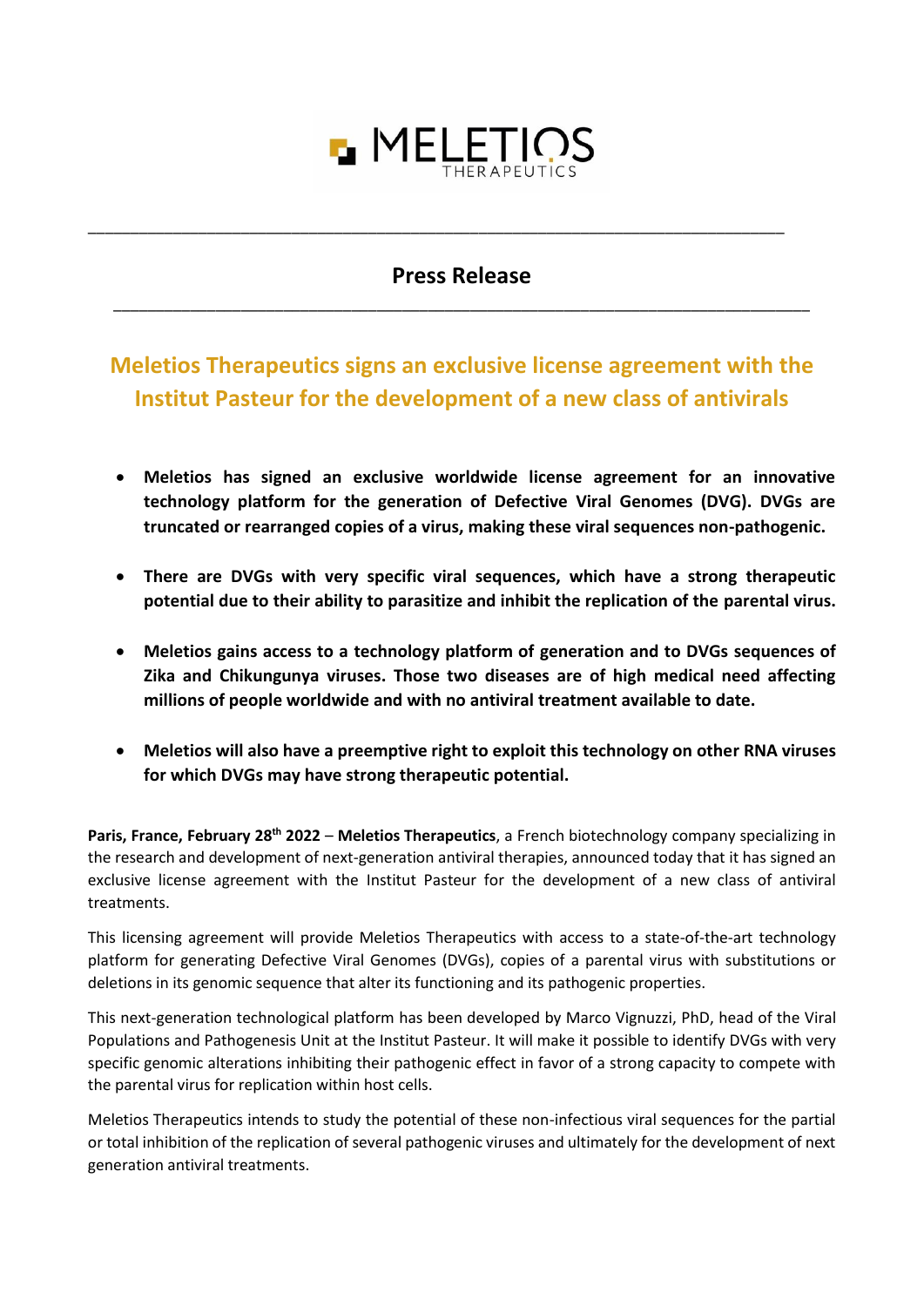# Press Release

## Meletios Therapeutics signs an exclusive license agreement with the Institut Pasteur for the development of a new class of antivirals

- **Meletios has signed an exclusive worldwide license agreement for an innovative technology platform for the generation of Defective Viral Genomes (DVG). DVGs are truncated or rearranged copies of a virus, making these viral sequences non-pathogenic.**

- **There are DVGs with very specific viral sequences, which have a strong therapeutic potential due to their ability to parasitize and inhibit the replication of the parental virus.**

- **Meletios gains access to a technology platform of generation and to DVGs sequences of Zika and Chikungunya viruses. Those two diseases are of high medical need affecting millions of people worldwide and with no antiviral treatment available to date.**

- **Meletios will also have a preemptive right to exploit this technology on other RNA viruses for which DVGs may have strong therapeutic potential.**

**Paris, France, February 28th 2022** – **Meletios Therapeutics**, a French biotechnology company specializing in the research and development of next-generation antiviral therapies, announced today that it has signed an exclusive license agreement with the Institut Pasteur for the development of a new class of antiviral treatments.

This licensing agreement will provide Meletios Therapeutics with access to a state-of-the-art technology platform for generating Defective Viral Genomes (DVGs), copies of a parental virus with substitutions or deletions in its genomic sequence that alter its functioning and its pathogenic properties.

This next-generation technological platform has been developed by Marco Vignuzzi, PhD, head of the Viral Populations and Pathogenesis Unit at the Institut Pasteur. It will make it possible to identify DVGs with very specific genomic alterations inhibiting their pathogenic effect in favor of a strong capacity to compete with the parental virus for replication within host cells.

Meletios Therapeutics intends to study the potential of these non-infectious viral sequences for the partial or total inhibition of the replication of several pathogenic viruses and ultimately for the development of next generation antiviral treatments.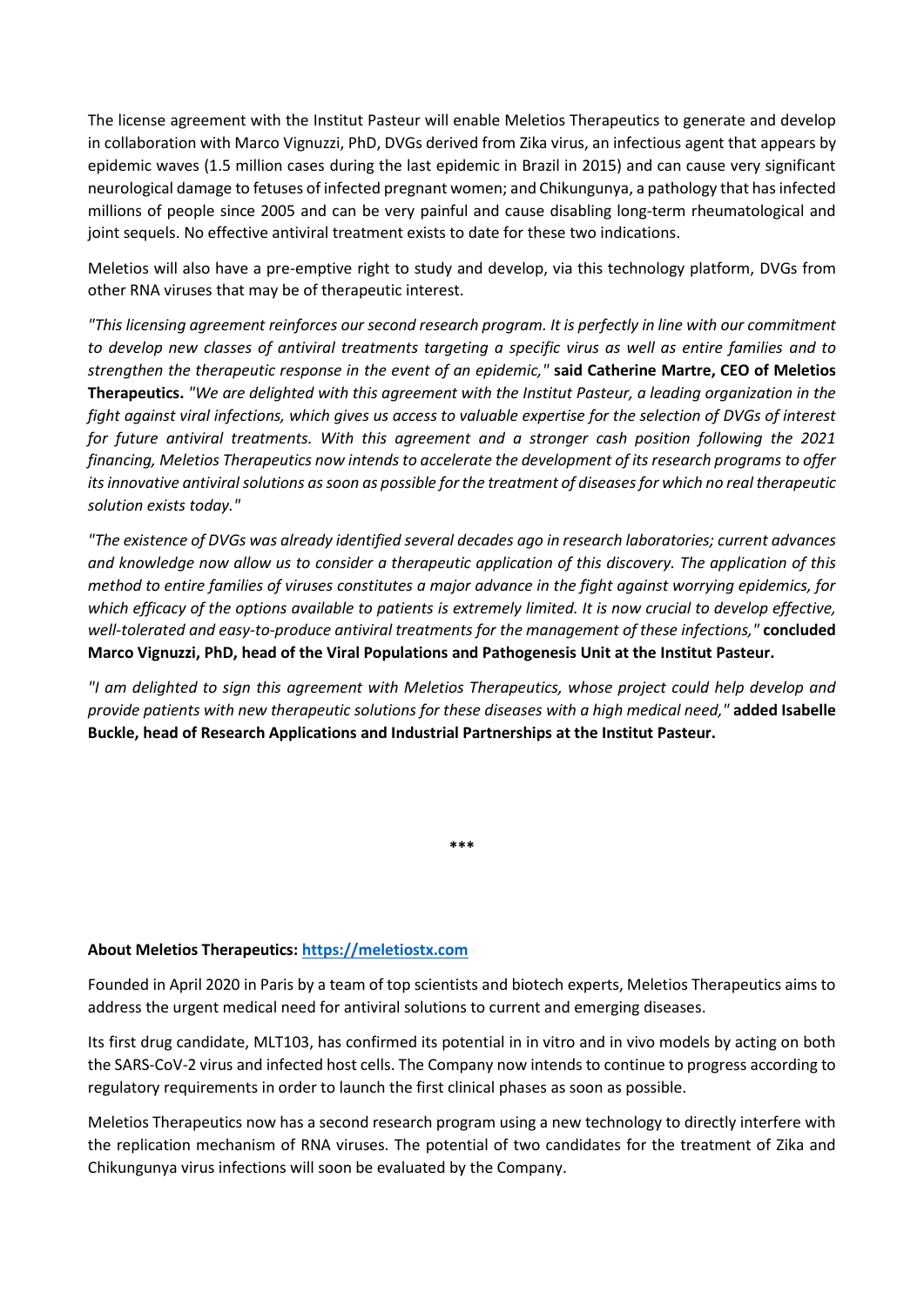The license agreement with the Institut Pasteur will enable Meletios Therapeutics to generate and develop in collaboration with Marco Vignuzzi, PhD, DVGs derived from Zika virus, an infectious agent that appears by epidemic waves (1.5 million cases during the last epidemic in Brazil in 2015) and can cause very significant neurological damage to fetuses of infected pregnant women; and Chikungunya, a pathology that has infected millions of people since 2005 and can be very painful and cause disabling long-term rheumatological and joint sequels. No effective antiviral treatment exists to date for these two indications.

Meletios will also have a pre-emptive right to study and develop, via this technology platform, DVGs from other RNA viruses that may be of therapeutic interest.

*"This licensing agreement reinforces our second research program. It is perfectly in line with our commitment to develop new classes of antiviral treatments targeting a specific virus as well as entire families and to strengthen the therapeutic response in the event of an epidemic,"* **said Catherine Martre, CEO of Meletios Therapeutics.** *"We are delighted with this agreement with the Institut Pasteur, a leading organization in the fight against viral infections, which gives us access to valuable expertise for the selection of DVGs of interest for future antiviral treatments. With this agreement and a stronger cash position following the 2021 financing, Meletios Therapeutics now intends to accelerate the development of its research programs to offer its innovative antiviral solutions as soon as possible for the treatment of diseases for which no real therapeutic solution exists today."*

*"The existence of DVGs was already identified several decades ago in research laboratories; current advances and knowledge now allow us to consider a therapeutic application of this discovery. The application of this method to entire families of viruses constitutes a major advance in the fight against worrying epidemics, for which efficacy of the options available to patients is extremely limited. It is now crucial to develop effective, well-tolerated and easy-to-produce antiviral treatments for the management of these infections,"* **concluded Marco Vignuzzi, PhD, head of the Viral Populations and Pathogenesis Unit at the Institut Pasteur.**

*"I am delighted to sign this agreement with Meletios Therapeutics, whose project could help develop and provide patients with new therapeutic solutions for these diseases with a high medical need,"* **added Isabelle Buckle, head of Research Applications and Industrial Partnerships at the Institut Pasteur.**

***

**About Meletios Therapeutics: [https://meletiostx.com](https://meletiostx.com)**

Founded in April 2020 in Paris by a team of top scientists and biotech experts, Meletios Therapeutics aims to address the urgent medical need for antiviral solutions to current and emerging diseases.

Its first drug candidate, MLT103, has confirmed its potential in in vitro and in vivo models by acting on both the SARS-CoV-2 virus and infected host cells. The Company now intends to continue to progress according to regulatory requirements in order to launch the first clinical phases as soon as possible.

Meletios Therapeutics now has a second research program using a new technology to directly interfere with the replication mechanism of RNA viruses. The potential of two candidates for the treatment of Zika and Chikungunya virus infections will soon be evaluated by the Company.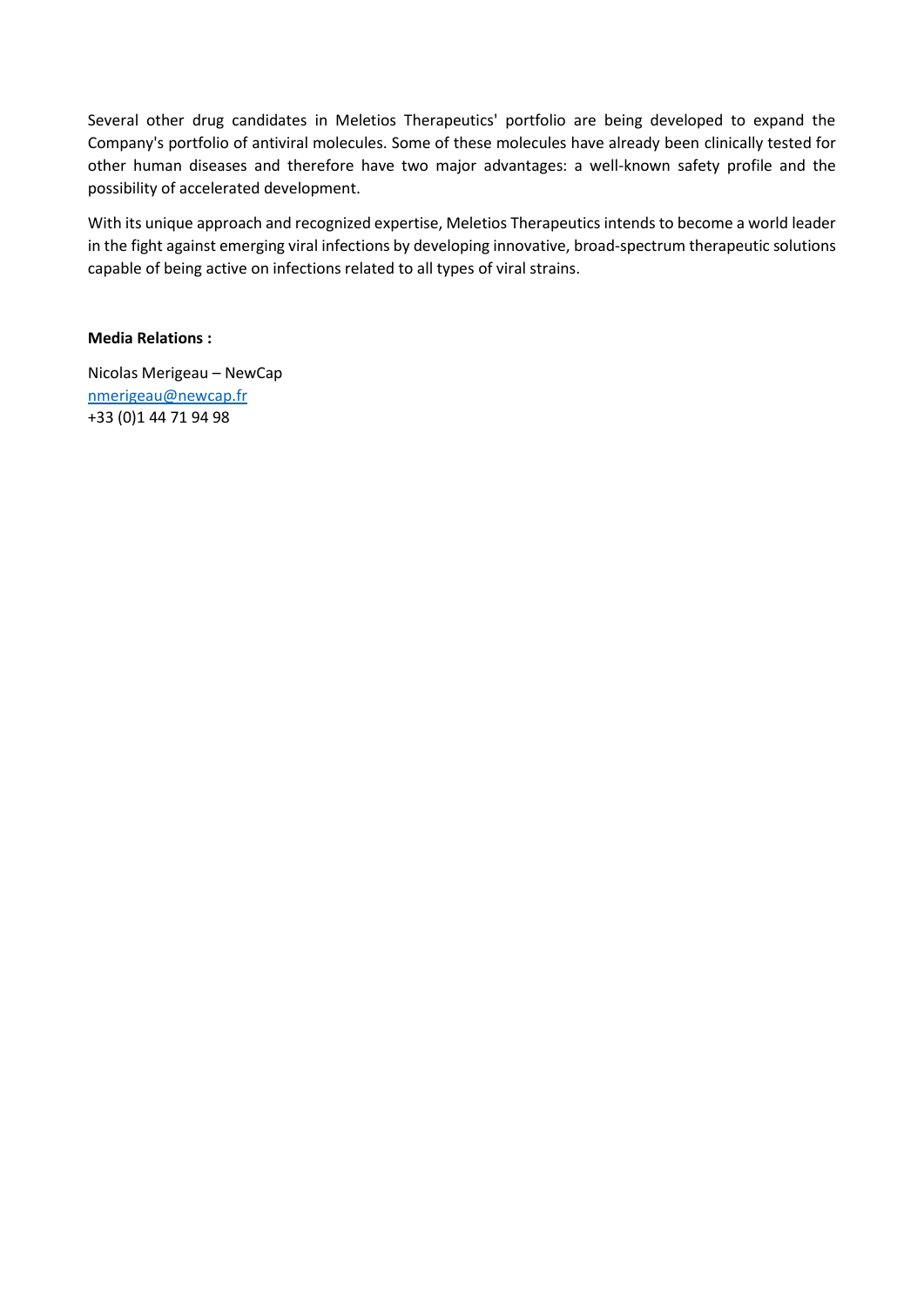Several other drug candidates in Meletios Therapeutics' portfolio are being developed to expand the Company's portfolio of antiviral molecules. Some of these molecules have already been clinically tested for other human diseases and therefore have two major advantages: a well-known safety profile and the possibility of accelerated development.

With its unique approach and recognized expertise, Meletios Therapeutics intends to become a world leader in the fight against emerging viral infections by developing innovative, broad-spectrum therapeutic solutions capable of being active on infections related to all types of viral strains.

**Media Relations :**

Nicolas Merigeau – NewCap
nmerigeau@newcap.fr
+33 (0)1 44 71 94 98